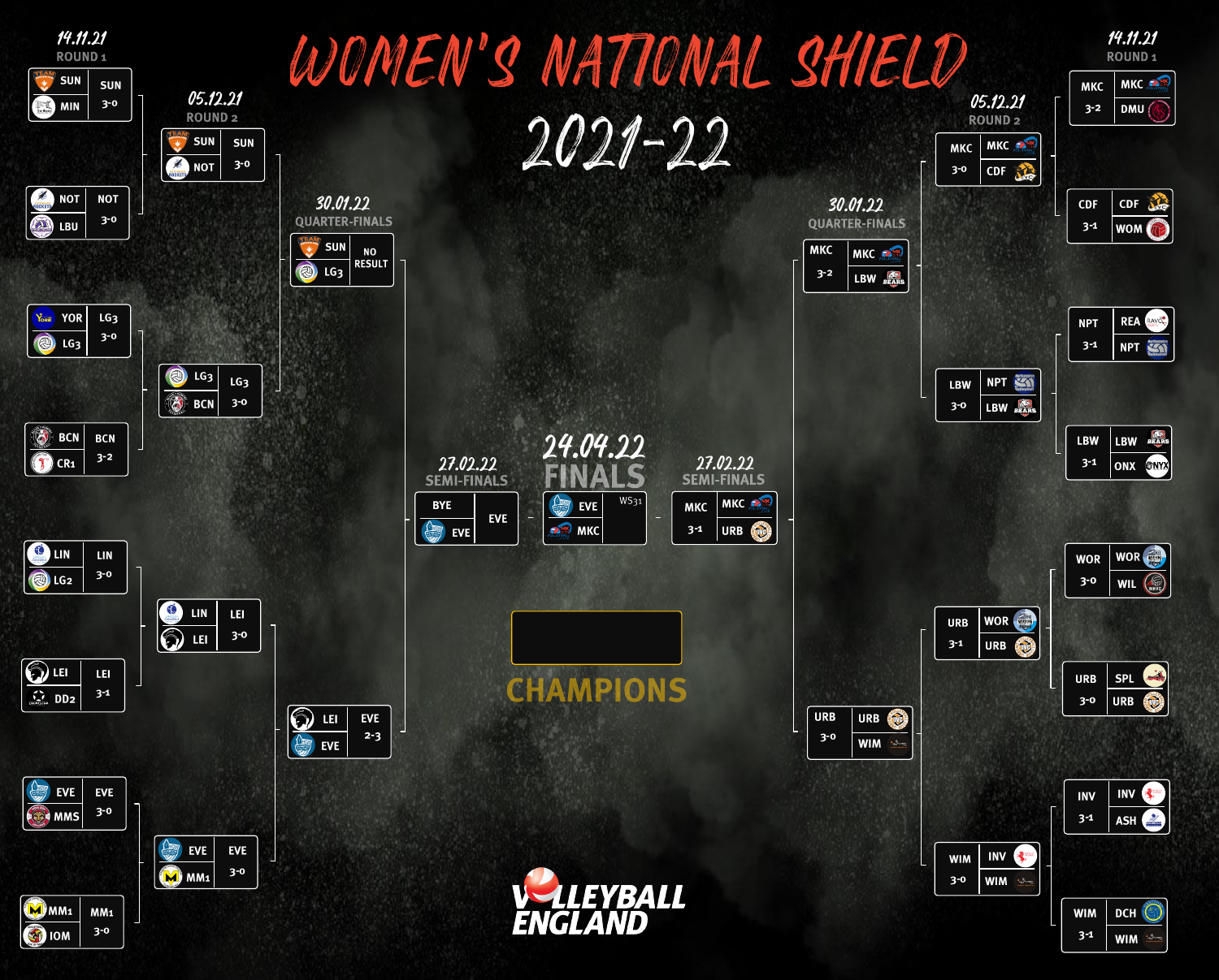# WOMEN'S NATIONAL SHIELD

# 2021-22

## Round 1 (14.11.21)

| Match | Winner | Score |
|---|---|---|
| SUN v MIN | SUN | 3-0 |
| NOT v LBU | NOT | 3-0 |
| YOR v LG3 | LG3 | 3-0 |
| BCN v CR1 | BCN | 3-2 |
| LIN v LG2 | LIN | 3-0 |
| LEI v DD2 | LEI | 3-1 |
| EVE v MMS | EVE | 3-0 |
| MM1 v IOM | MM1 | 3-0 |
| MKC v DMU | MKC | 3-2 |
| CDF v WOM | CDF | 3-1 |
| REA v NPT | NPT | 3-1 |
| LBW v ONX | LBW | 3-1 |
| WOR v WIL | WOR | 3-0 |
| SPL v URB | URB | 3-0 |
| INV v ASH | INV | 3-1 |
| DCH v WIM | WIM | 3-1 |

## Round 2 (05.12.21)

| Match | Winner | Score |
|---|---|---|
| SUN v NOT | SUN | 3-0 |
| LG3 v BCN | LG3 | 3-0 |
| LIN v LEI | LEI | 3-0 |
| EVE v MM1 | EVE | 3-0 |
| MKC v CDF | MKC | 3-0 |
| NPT v LBW | LBW | 3-0 |
| WOR v URB | URB | 3-1 |
| INV v WIM | WIM | 3-0 |

## Quarter-Finals (30.01.22)

| Match | Winner | Score |
|---|---|---|
| SUN v LG3 | NO RESULT | |
| LEI v EVE | EVE | 2-3 |
| MKC v LBW | MKC | 3-2 |
| URB v WIM | URB | 3-0 |

## Semi-Finals (27.02.22)

| Match | Winner | Score |
|---|---|---|
| BYE v EVE | EVE | |
| MKC v URB | MKC | 3-1 |

## Finals (24.04.22)

| Match | Result |
|---|---|
| EVE v MKC | WS31 |

CHAMPIONS

VOLLEYBALL ENGLAND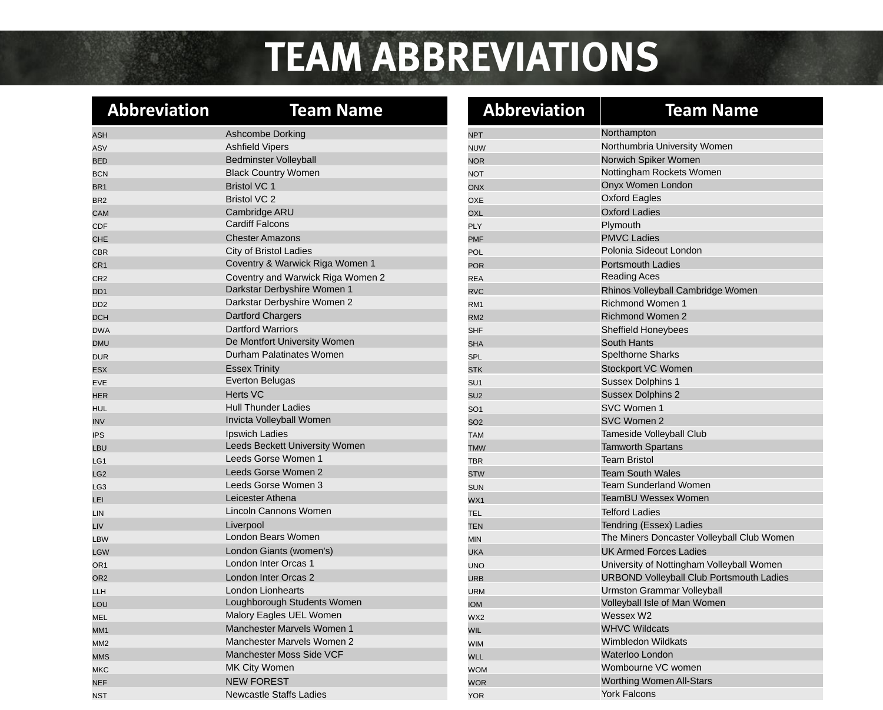# TEAM ABBREVIATIONS

| Abbreviation | Team Name |
| --- | --- |
| ASH | Ashcombe Dorking |
| ASV | Ashfield Vipers |
| BED | Bedminster Volleyball |
| BCN | Black Country Women |
| BR1 | Bristol VC 1 |
| BR2 | Bristol VC 2 |
| CAM | Cambridge ARU |
| CDF | Cardiff Falcons |
| CHE | Chester Amazons |
| CBR | City of Bristol Ladies |
| CR1 | Coventry & Warwick Riga Women 1 |
| CR2 | Coventry and Warwick Riga Women 2 |
| DD1 | Darkstar Derbyshire Women 1 |
| DD2 | Darkstar Derbyshire Women 2 |
| DCH | Dartford Chargers |
| DWA | Dartford Warriors |
| DMU | De Montfort University Women |
| DUR | Durham Palatinates Women |
| ESX | Essex Trinity |
| EVE | Everton Belugas |
| HER | Herts VC |
| HUL | Hull Thunder Ladies |
| INV | Invicta Volleyball Women |
| IPS | Ipswich Ladies |
| LBU | Leeds Beckett University Women |
| LG1 | Leeds Gorse Women 1 |
| LG2 | Leeds Gorse Women 2 |
| LG3 | Leeds Gorse Women 3 |
| LEI | Leicester Athena |
| LIN | Lincoln Cannons Women |
| LIV | Liverpool |
| LBW | London Bears Women |
| LGW | London Giants (women's) |
| OR1 | London Inter Orcas 1 |
| OR2 | London Inter Orcas 2 |
| LLH | London Lionhearts |
| LOU | Loughborough Students Women |
| MEL | Malory Eagles UEL Women |
| MM1 | Manchester Marvels Women 1 |
| MM2 | Manchester Marvels Women 2 |
| MMS | Manchester Moss Side VCF |
| MKC | MK City Women |
| NEF | NEW FOREST |
| NST | Newcastle Staffs Ladies |
| NPT | Northampton |
| NUW | Northumbria University Women |
| NOR | Norwich Spiker Women |
| NOT | Nottingham Rockets Women |
| ONX | Onyx Women London |
| OXE | Oxford Eagles |
| OXL | Oxford Ladies |
| PLY | Plymouth |
| PMF | PMVC Ladies |
| POL | Polonia Sideout London |
| POR | Portsmouth Ladies |
| REA | Reading Aces |
| RVC | Rhinos Volleyball Cambridge Women |
| RM1 | Richmond Women 1 |
| RM2 | Richmond Women 2 |
| SHF | Sheffield Honeybees |
| SHA | South Hants |
| SPL | Spelthorne Sharks |
| STK | Stockport VC Women |
| SU1 | Sussex Dolphins 1 |
| SU2 | Sussex Dolphins 2 |
| SO1 | SVC Women 1 |
| SO2 | SVC Women 2 |
| TAM | Tameside Volleyball Club |
| TMW | Tamworth Spartans |
| TBR | Team Bristol |
| STW | Team South Wales |
| SUN | Team Sunderland Women |
| WX1 | TeamBU Wessex Women |
| TEL | Telford Ladies |
| TEN | Tendring (Essex) Ladies |
| MIN | The Miners Doncaster Volleyball Club Women |
| UKA | UK Armed Forces Ladies |
| UNO | University of Nottingham Volleyball Women |
| URB | URBOND Volleyball Club Portsmouth Ladies |
| URM | Urmston Grammar Volleyball |
| IOM | Volleyball Isle of Man Women |
| WX2 | Wessex W2 |
| WIL | WHVC Wildcats |
| WIM | Wimbledon Wildkats |
| WLL | Waterloo London |
| WOM | Wombourne VC women |
| WOR | Worthing Women All-Stars |
| YOR | York Falcons |